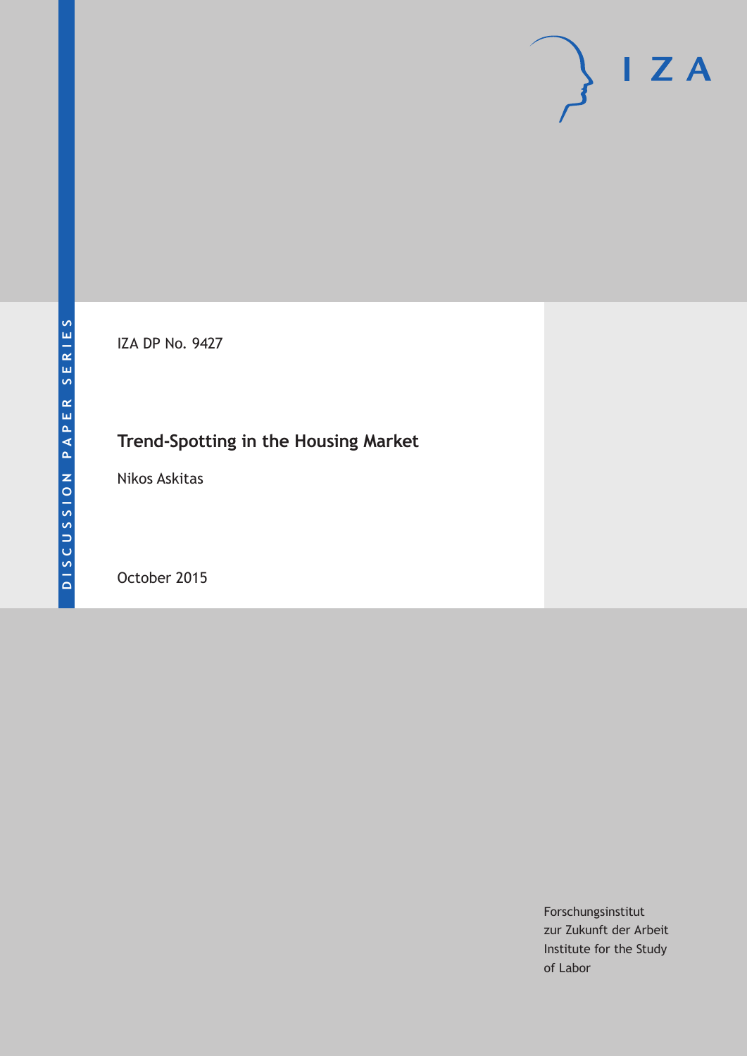DISCUSSION PAPER SERIES

IZA DP No. 9427

# Trend-Spotting in the Housing Market

Nikos Askitas

October 2015

Forschungsinstitut
zur Zukunft der Arbeit
Institute for the Study
of Labor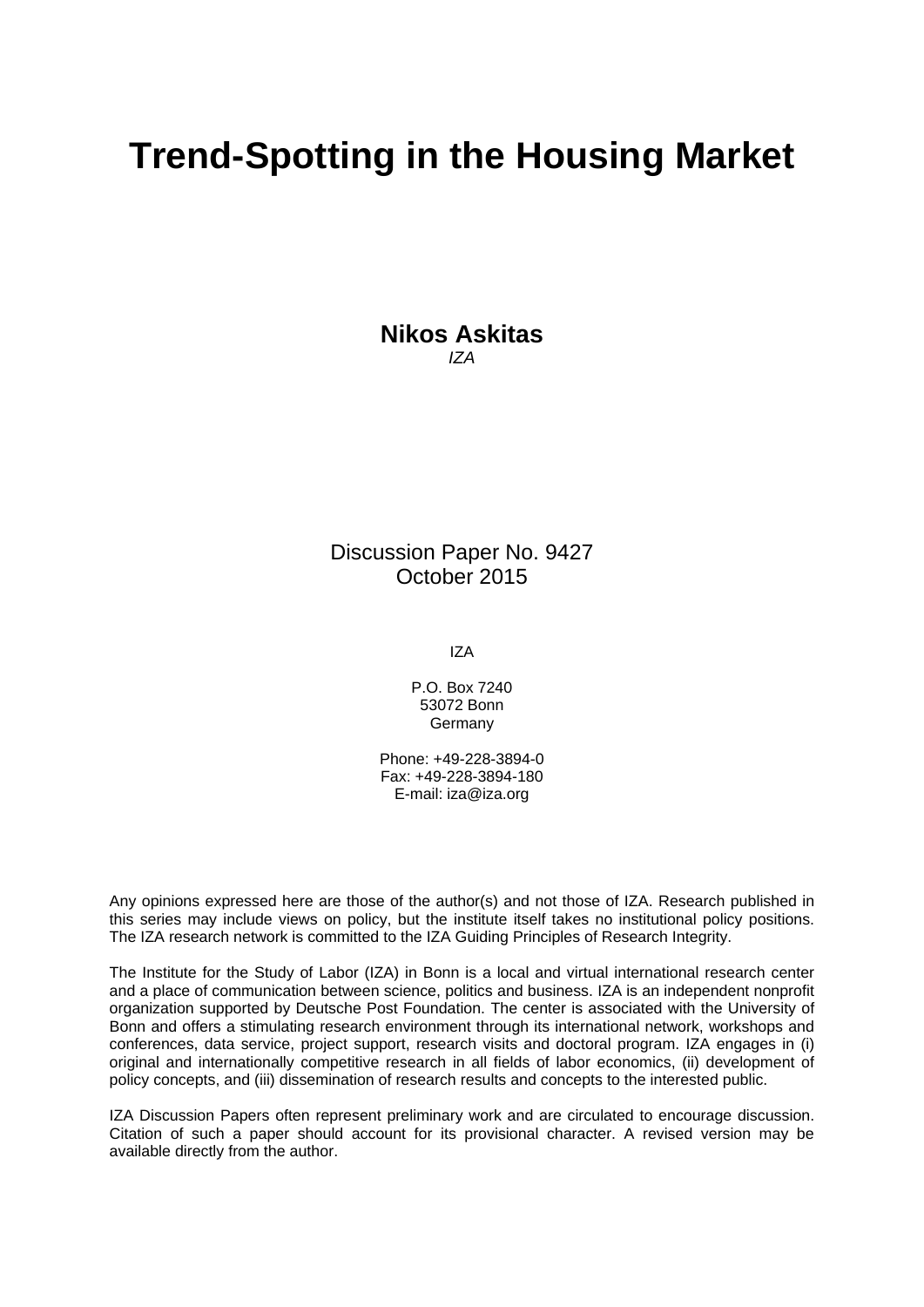# Trend-Spotting in the Housing Market

**Nikos Askitas**
*IZA*

Discussion Paper No. 9427
October 2015

IZA

P.O. Box 7240
53072 Bonn
Germany

Phone: +49-228-3894-0
Fax: +49-228-3894-180
E-mail: iza@iza.org

Any opinions expressed here are those of the author(s) and not those of IZA. Research published in this series may include views on policy, but the institute itself takes no institutional policy positions. The IZA research network is committed to the IZA Guiding Principles of Research Integrity.

The Institute for the Study of Labor (IZA) in Bonn is a local and virtual international research center and a place of communication between science, politics and business. IZA is an independent nonprofit organization supported by Deutsche Post Foundation. The center is associated with the University of Bonn and offers a stimulating research environment through its international network, workshops and conferences, data service, project support, research visits and doctoral program. IZA engages in (i) original and internationally competitive research in all fields of labor economics, (ii) development of policy concepts, and (iii) dissemination of research results and concepts to the interested public.

IZA Discussion Papers often represent preliminary work and are circulated to encourage discussion. Citation of such a paper should account for its provisional character. A revised version may be available directly from the author.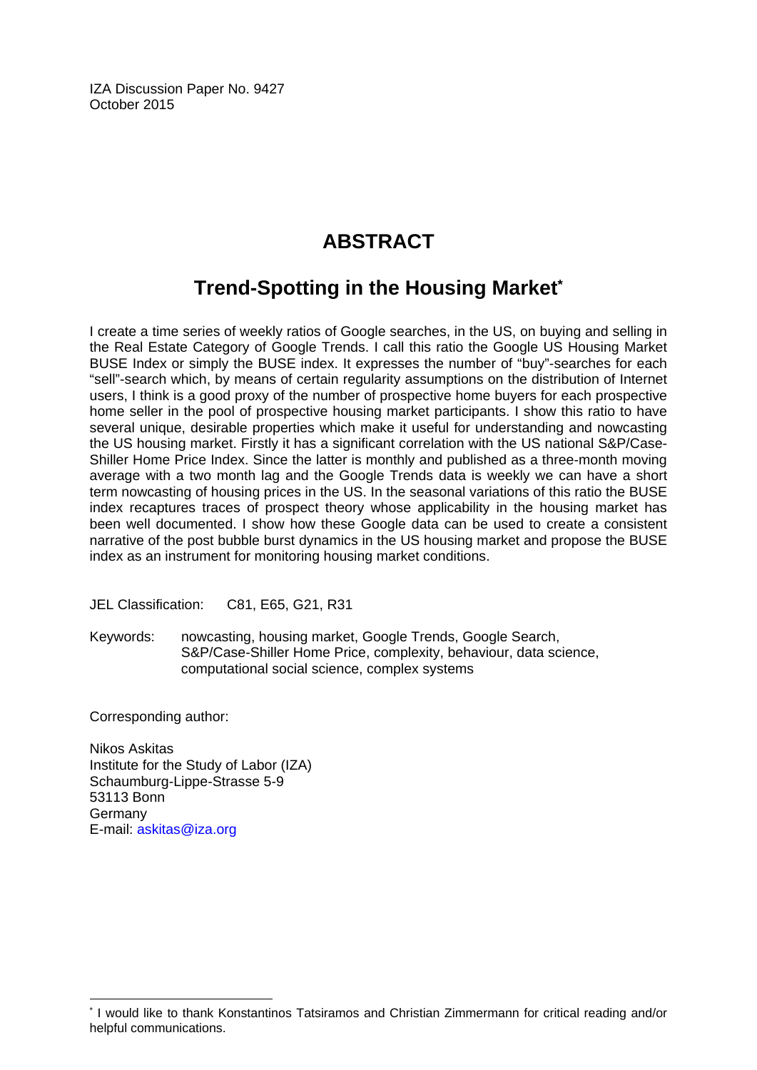IZA Discussion Paper No. 9427
October 2015

# ABSTRACT

## Trend-Spotting in the Housing Market[*]

I create a time series of weekly ratios of Google searches, in the US, on buying and selling in the Real Estate Category of Google Trends. I call this ratio the Google US Housing Market BUSE Index or simply the BUSE index. It expresses the number of "buy"-searches for each "sell"-search which, by means of certain regularity assumptions on the distribution of Internet users, I think is a good proxy of the number of prospective home buyers for each prospective home seller in the pool of prospective housing market participants. I show this ratio to have several unique, desirable properties which make it useful for understanding and nowcasting the US housing market. Firstly it has a significant correlation with the US national S&P/Case-Shiller Home Price Index. Since the latter is monthly and published as a three-month moving average with a two month lag and the Google Trends data is weekly we can have a short term nowcasting of housing prices in the US. In the seasonal variations of this ratio the BUSE index recaptures traces of prospect theory whose applicability in the housing market has been well documented. I show how these Google data can be used to create a consistent narrative of the post bubble burst dynamics in the US housing market and propose the BUSE index as an instrument for monitoring housing market conditions.

JEL Classification: C81, E65, G21, R31

Keywords: nowcasting, housing market, Google Trends, Google Search, S&P/Case-Shiller Home Price, complexity, behaviour, data science, computational social science, complex systems

Corresponding author:

Nikos Askitas
Institute for the Study of Labor (IZA)
Schaumburg-Lippe-Strasse 5-9
53113 Bonn
Germany
E-mail: askitas@iza.org

[*] I would like to thank Konstantinos Tatsiramos and Christian Zimmermann for critical reading and/or helpful communications.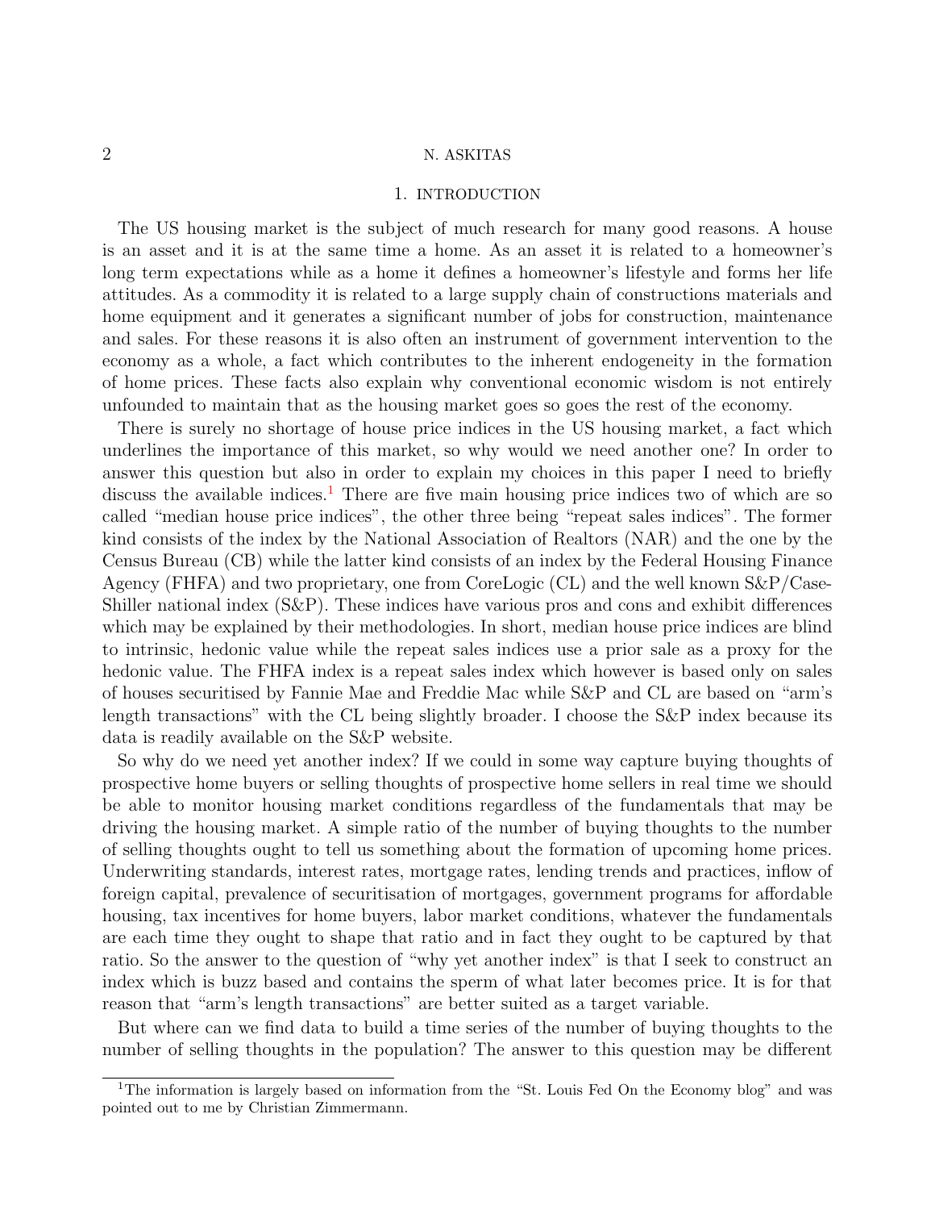## 1. Introduction

The US housing market is the subject of much research for many good reasons. A house is an asset and it is at the same time a home. As an asset it is related to a homeowner's long term expectations while as a home it defines a homeowner's lifestyle and forms her life attitudes. As a commodity it is related to a large supply chain of constructions materials and home equipment and it generates a significant number of jobs for construction, maintenance and sales. For these reasons it is also often an instrument of government intervention to the economy as a whole, a fact which contributes to the inherent endogeneity in the formation of home prices. These facts also explain why conventional economic wisdom is not entirely unfounded to maintain that as the housing market goes so goes the rest of the economy.

There is surely no shortage of house price indices in the US housing market, a fact which underlines the importance of this market, so why would we need another one? In order to answer this question but also in order to explain my choices in this paper I need to briefly discuss the available indices.[1] There are five main housing price indices two of which are so called "median house price indices", the other three being "repeat sales indices". The former kind consists of the index by the National Association of Realtors (NAR) and the one by the Census Bureau (CB) while the latter kind consists of an index by the Federal Housing Finance Agency (FHFA) and two proprietary, one from CoreLogic (CL) and the well known S&P/Case-Shiller national index (S&P). These indices have various pros and cons and exhibit differences which may be explained by their methodologies. In short, median house price indices are blind to intrinsic, hedonic value while the repeat sales indices use a prior sale as a proxy for the hedonic value. The FHFA index is a repeat sales index which however is based only on sales of houses securitised by Fannie Mae and Freddie Mac while S&P and CL are based on "arm's length transactions" with the CL being slightly broader. I choose the S&P index because its data is readily available on the S&P website.

So why do we need yet another index? If we could in some way capture buying thoughts of prospective home buyers or selling thoughts of prospective home sellers in real time we should be able to monitor housing market conditions regardless of the fundamentals that may be driving the housing market. A simple ratio of the number of buying thoughts to the number of selling thoughts ought to tell us something about the formation of upcoming home prices. Underwriting standards, interest rates, mortgage rates, lending trends and practices, inflow of foreign capital, prevalence of securitisation of mortgages, government programs for affordable housing, tax incentives for home buyers, labor market conditions, whatever the fundamentals are each time they ought to shape that ratio and in fact they ought to be captured by that ratio. So the answer to the question of "why yet another index" is that I seek to construct an index which is buzz based and contains the sperm of what later becomes price. It is for that reason that "arm's length transactions" are better suited as a target variable.

But where can we find data to build a time series of the number of buying thoughts to the number of selling thoughts in the population? The answer to this question may be different

[1] The information is largely based on information from the "St. Louis Fed On the Economy blog" and was pointed out to me by Christian Zimmermann.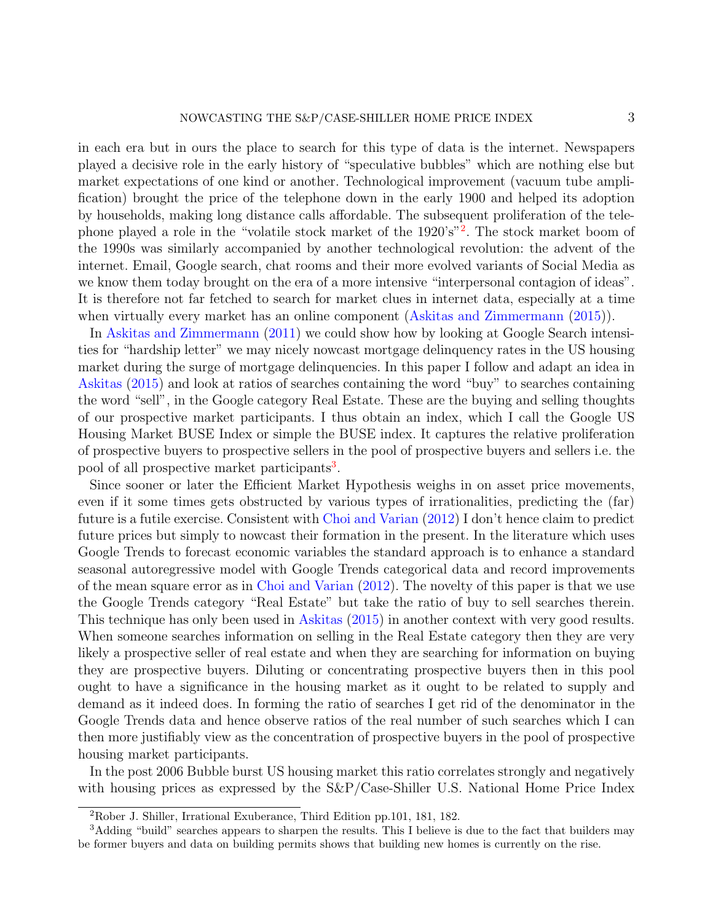in each era but in ours the place to search for this type of data is the internet. Newspapers played a decisive role in the early history of "speculative bubbles" which are nothing else but market expectations of one kind or another. Technological improvement (vacuum tube amplification) brought the price of the telephone down in the early 1900 and helped its adoption by households, making long distance calls affordable. The subsequent proliferation of the telephone played a role in the "volatile stock market of the 1920's"[2]. The stock market boom of the 1990s was similarly accompanied by another technological revolution: the advent of the internet. Email, Google search, chat rooms and their more evolved variants of Social Media as we know them today brought on the era of a more intensive "interpersonal contagion of ideas". It is therefore not far fetched to search for market clues in internet data, especially at a time when virtually every market has an online component (Askitas and Zimmermann (2015)).

In Askitas and Zimmermann (2011) we could show how by looking at Google Search intensities for "hardship letter" we may nicely nowcast mortgage delinquency rates in the US housing market during the surge of mortgage delinquencies. In this paper I follow and adapt an idea in Askitas (2015) and look at ratios of searches containing the word "buy" to searches containing the word "sell", in the Google category Real Estate. These are the buying and selling thoughts of our prospective market participants. I thus obtain an index, which I call the Google US Housing Market BUSE Index or simple the BUSE index. It captures the relative proliferation of prospective buyers to prospective sellers in the pool of prospective buyers and sellers i.e. the pool of all prospective market participants[3].

Since sooner or later the Efficient Market Hypothesis weighs in on asset price movements, even if it some times gets obstructed by various types of irrationalities, predicting the (far) future is a futile exercise. Consistent with Choi and Varian (2012) I don't hence claim to predict future prices but simply to nowcast their formation in the present. In the literature which uses Google Trends to forecast economic variables the standard approach is to enhance a standard seasonal autoregressive model with Google Trends categorical data and record improvements of the mean square error as in Choi and Varian (2012). The novelty of this paper is that we use the Google Trends category "Real Estate" but take the ratio of buy to sell searches therein. This technique has only been used in Askitas (2015) in another context with very good results. When someone searches information on selling in the Real Estate category then they are very likely a prospective seller of real estate and when they are searching for information on buying they are prospective buyers. Diluting or concentrating prospective buyers then in this pool ought to have a significance in the housing market as it ought to be related to supply and demand as it indeed does. In forming the ratio of searches I get rid of the denominator in the Google Trends data and hence observe ratios of the real number of such searches which I can then more justifiably view as the concentration of prospective buyers in the pool of prospective housing market participants.

In the post 2006 Bubble burst US housing market this ratio correlates strongly and negatively with housing prices as expressed by the S&P/Case-Shiller U.S. National Home Price Index

[2] Rober J. Shiller, Irrational Exuberance, Third Edition pp.101, 181, 182.

[3] Adding "build" searches appears to sharpen the results. This I believe is due to the fact that builders may be former buyers and data on building permits shows that building new homes is currently on the rise.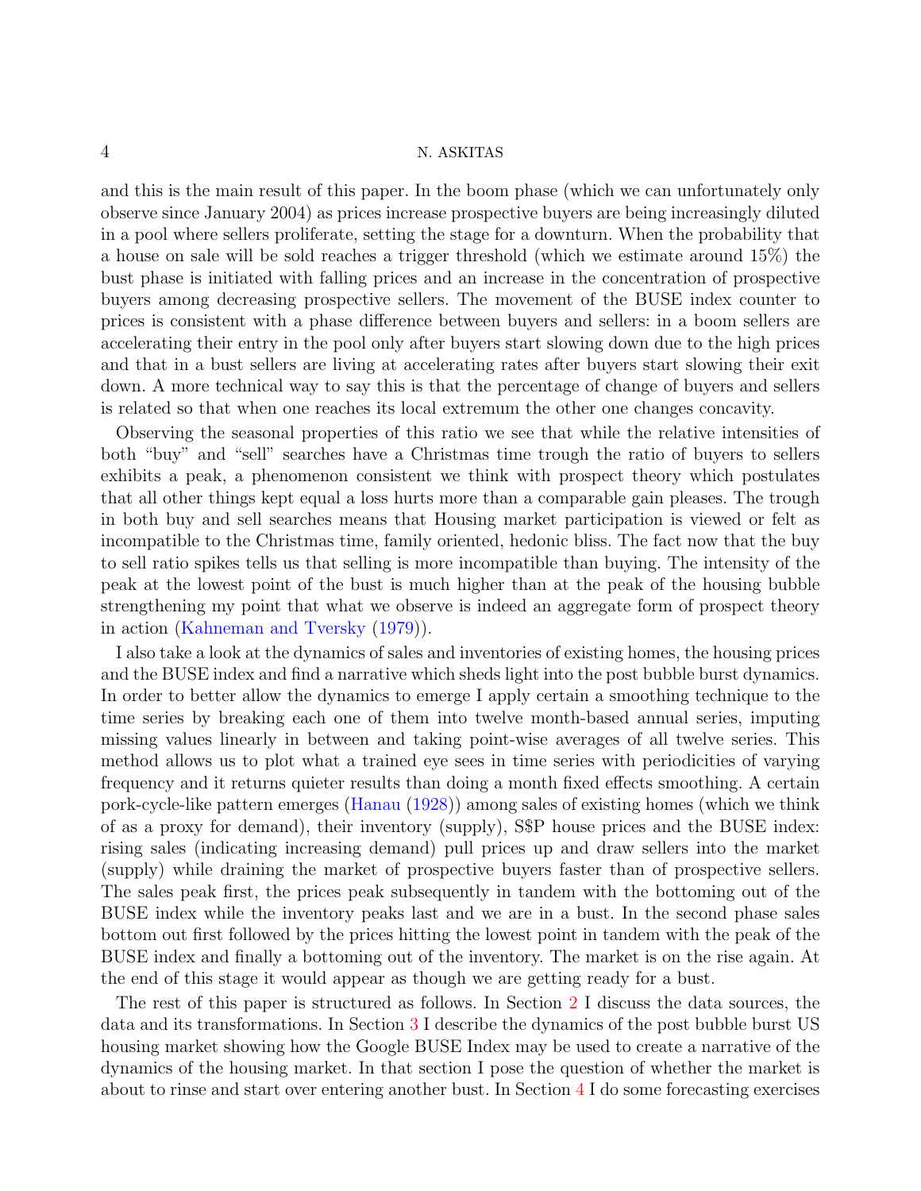and this is the main result of this paper. In the boom phase (which we can unfortunately only observe since January 2004) as prices increase prospective buyers are being increasingly diluted in a pool where sellers proliferate, setting the stage for a downturn. When the probability that a house on sale will be sold reaches a trigger threshold (which we estimate around 15%) the bust phase is initiated with falling prices and an increase in the concentration of prospective buyers among decreasing prospective sellers. The movement of the BUSE index counter to prices is consistent with a phase difference between buyers and sellers: in a boom sellers are accelerating their entry in the pool only after buyers start slowing down due to the high prices and that in a bust sellers are living at accelerating rates after buyers start slowing their exit down. A more technical way to say this is that the percentage of change of buyers and sellers is related so that when one reaches its local extremum the other one changes concavity.

Observing the seasonal properties of this ratio we see that while the relative intensities of both "buy" and "sell" searches have a Christmas time trough the ratio of buyers to sellers exhibits a peak, a phenomenon consistent we think with prospect theory which postulates that all other things kept equal a loss hurts more than a comparable gain pleases. The trough in both buy and sell searches means that Housing market participation is viewed or felt as incompatible to the Christmas time, family oriented, hedonic bliss. The fact now that the buy to sell ratio spikes tells us that selling is more incompatible than buying. The intensity of the peak at the lowest point of the bust is much higher than at the peak of the housing bubble strengthening my point that what we observe is indeed an aggregate form of prospect theory in action (Kahneman and Tversky (1979)).

I also take a look at the dynamics of sales and inventories of existing homes, the housing prices and the BUSE index and find a narrative which sheds light into the post bubble burst dynamics. In order to better allow the dynamics to emerge I apply certain a smoothing technique to the time series by breaking each one of them into twelve month-based annual series, imputing missing values linearly in between and taking point-wise averages of all twelve series. This method allows us to plot what a trained eye sees in time series with periodicities of varying frequency and it returns quieter results than doing a month fixed effects smoothing. A certain pork-cycle-like pattern emerges (Hanau (1928)) among sales of existing homes (which we think of as a proxy for demand), their inventory (supply), S$P house prices and the BUSE index: rising sales (indicating increasing demand) pull prices up and draw sellers into the market (supply) while draining the market of prospective buyers faster than of prospective sellers. The sales peak first, the prices peak subsequently in tandem with the bottoming out of the BUSE index while the inventory peaks last and we are in a bust. In the second phase sales bottom out first followed by the prices hitting the lowest point in tandem with the peak of the BUSE index and finally a bottoming out of the inventory. The market is on the rise again. At the end of this stage it would appear as though we are getting ready for a bust.

The rest of this paper is structured as follows. In Section 2 I discuss the data sources, the data and its transformations. In Section 3 I describe the dynamics of the post bubble burst US housing market showing how the Google BUSE Index may be used to create a narrative of the dynamics of the housing market. In that section I pose the question of whether the market is about to rinse and start over entering another bust. In Section 4 I do some forecasting exercises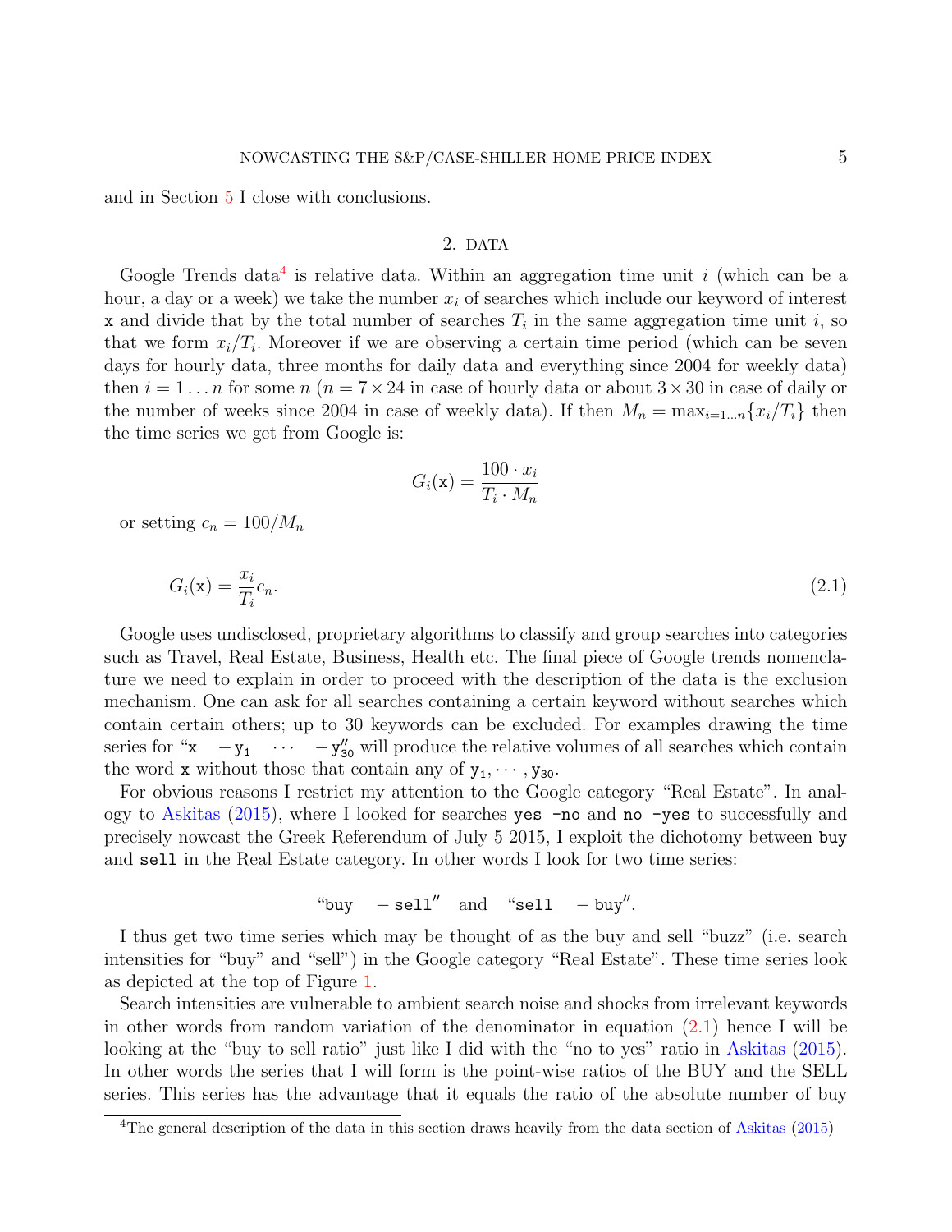and in Section 5 I close with conclusions.

## 2. DATA

Google Trends data[4] is relative data. Within an aggregation time unit $i$ (which can be a hour, a day or a week) we take the number $x_i$ of searches which include our keyword of interest $\mathtt{x}$ and divide that by the total number of searches $T_i$ in the same aggregation time unit $i$, so that we form $x_i/T_i$. Moreover if we are observing a certain time period (which can be seven days for hourly data, three months for daily data and everything since 2004 for weekly data) then $i = 1 \ldots n$ for some $n$ ($n = 7 \times 24$ in case of hourly data or about $3 \times 30$ in case of daily or the number of weeks since 2004 in case of weekly data). If then $M_n = \max_{i=1 \ldots n}\{x_i/T_i\}$ then the time series we get from Google is:

$$G_i(\mathtt{x}) = \frac{100 \cdot x_i}{T_i \cdot M_n}$$

or setting $c_n = 100/M_n$

$$G_i(\mathtt{x}) = \frac{x_i}{T_i} c_n. \tag{2.1}$$

Google uses undisclosed, proprietary algorithms to classify and group searches into categories such as Travel, Real Estate, Business, Health etc. The final piece of Google trends nomenclature we need to explain in order to proceed with the description of the data is the exclusion mechanism. One can ask for all searches containing a certain keyword without searches which contain certain others; up to 30 keywords can be excluded. For examples drawing the time series for "$\mathtt{x} \quad -\mathtt{y}_1 \quad \cdots \quad -\mathtt{y}_{30}''$ will produce the relative volumes of all searches which contain the word $\mathtt{x}$ without those that contain any of $\mathtt{y}_1, \cdots, \mathtt{y}_{30}$.

For obvious reasons I restrict my attention to the Google category "Real Estate". In analogy to Askitas (2015), where I looked for searches `yes -no` and `no -yes` to successfully and precisely nowcast the Greek Referendum of July 5 2015, I exploit the dichotomy between `buy` and `sell` in the Real Estate category. In other words I look for two time series:

$$\text{“}\mathtt{buy} \quad -\mathtt{sell}'' \quad \text{and} \quad \text{“}\mathtt{sell} \quad -\mathtt{buy}''.$$

I thus get two time series which may be thought of as the buy and sell "buzz" (i.e. search intensities for "buy" and "sell") in the Google category "Real Estate". These time series look as depicted at the top of Figure 1.

Search intensities are vulnerable to ambient search noise and shocks from irrelevant keywords in other words from random variation of the denominator in equation (2.1) hence I will be looking at the "buy to sell ratio" just like I did with the "no to yes" ratio in Askitas (2015). In other words the series that I will form is the point-wise ratios of the BUY and the SELL series. This series has the advantage that it equals the ratio of the absolute number of buy

[4]The general description of the data in this section draws heavily from the data section of Askitas (2015)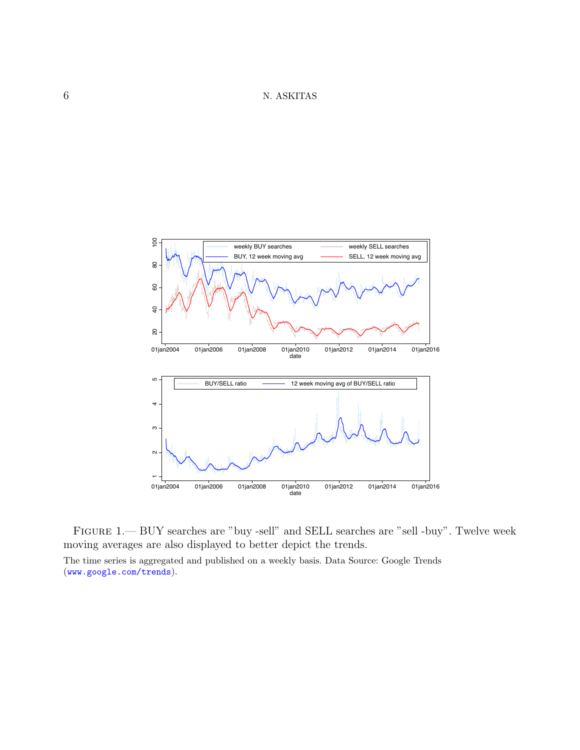FIGURE 1.— BUY searches are "buy -sell" and SELL searches are "sell -buy". Twelve week moving averages are also displayed to better depict the trends.

The time series is aggregated and published on a weekly basis. Data Source: Google Trends (www.google.com/trends).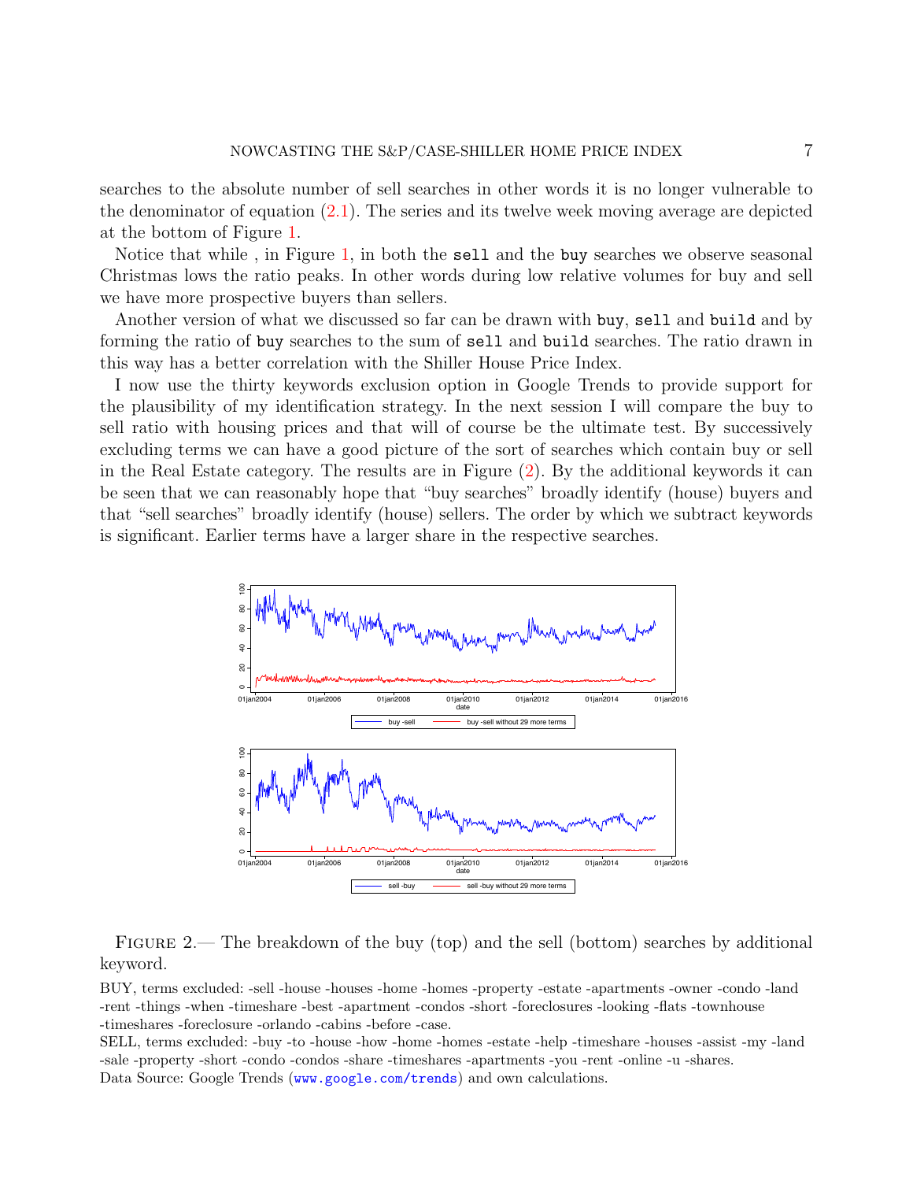searches to the absolute number of sell searches in other words it is no longer vulnerable to the denominator of equation (2.1). The series and its twelve week moving average are depicted at the bottom of Figure 1.

Notice that while , in Figure 1, in both the `sell` and the `buy` searches we observe seasonal Christmas lows the ratio peaks. In other words during low relative volumes for buy and sell we have more prospective buyers than sellers.

Another version of what we discussed so far can be drawn with `buy`, `sell` and `build` and by forming the ratio of `buy` searches to the sum of `sell` and `build` searches. The ratio drawn in this way has a better correlation with the Shiller House Price Index.

I now use the thirty keywords exclusion option in Google Trends to provide support for the plausibility of my identification strategy. In the next session I will compare the buy to sell ratio with housing prices and that will of course be the ultimate test. By successively excluding terms we can have a good picture of the sort of searches which contain buy or sell in the Real Estate category. The results are in Figure (2). By the additional keywords it can be seen that we can reasonably hope that "buy searches" broadly identify (house) buyers and that "sell searches" broadly identify (house) sellers. The order by which we subtract keywords is significant. Earlier terms have a larger share in the respective searches.

FIGURE 2.— The breakdown of the buy (top) and the sell (bottom) searches by additional keyword.

BUY, terms excluded: -sell -house -houses -home -homes -property -estate -apartments -owner -condo -land -rent -things -when -timeshare -best -apartment -condos -short -foreclosures -looking -flats -townhouse -timeshares -foreclosure -orlando -cabins -before -case.

SELL, terms excluded: -buy -to -house -how -home -homes -estate -help -timeshare -houses -assist -my -land -sale -property -short -condo -condos -share -timeshares -apartments -you -rent -online -u -shares.

Data Source: Google Trends (www.google.com/trends) and own calculations.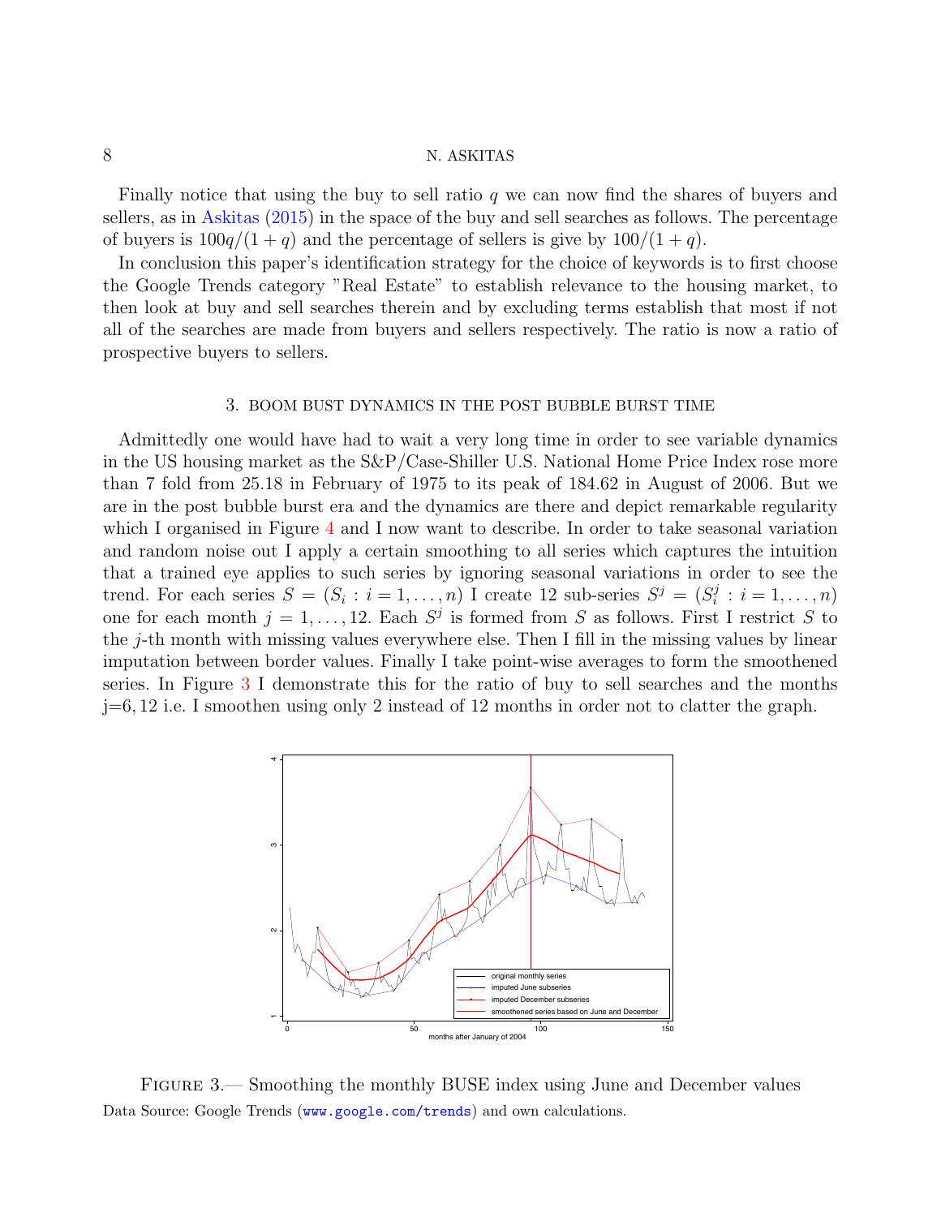Finally notice that using the buy to sell ratio $q$ we can now find the shares of buyers and sellers, as in Askitas (2015) in the space of the buy and sell searches as follows. The percentage of buyers is $100q/(1+q)$ and the percentage of sellers is give by $100/(1+q)$.

In conclusion this paper's identification strategy for the choice of keywords is to first choose the Google Trends category "Real Estate" to establish relevance to the housing market, to then look at buy and sell searches therein and by excluding terms establish that most if not all of the searches are made from buyers and sellers respectively. The ratio is now a ratio of prospective buyers to sellers.

## 3. BOOM BUST DYNAMICS IN THE POST BUBBLE BURST TIME

Admittedly one would have had to wait a very long time in order to see variable dynamics in the US housing market as the S&P/Case-Shiller U.S. National Home Price Index rose more than 7 fold from 25.18 in February of 1975 to its peak of 184.62 in August of 2006. But we are in the post bubble burst era and the dynamics are there and depict remarkable regularity which I organised in Figure 4 and I now want to describe. In order to take seasonal variation and random noise out I apply a certain smoothing to all series which captures the intuition that a trained eye applies to such series by ignoring seasonal variations in order to see the trend. For each series $S = (S_i : i = 1, \ldots, n)$ I create 12 sub-series $S^j = (S^j_i : i = 1, \ldots, n)$ one for each month $j = 1, \ldots, 12$. Each $S^j$ is formed from $S$ as follows. First I restrict $S$ to the $j$-th month with missing values everywhere else. Then I fill in the missing values by linear imputation between border values. Finally I take point-wise averages to form the smoothened series. In Figure 3 I demonstrate this for the ratio of buy to sell searches and the months j=6, 12 i.e. I smoothen using only 2 instead of 12 months in order not to clatter the graph.

FIGURE 3.— Smoothing the monthly BUSE index using June and December values
Data Source: Google Trends (www.google.com/trends) and own calculations.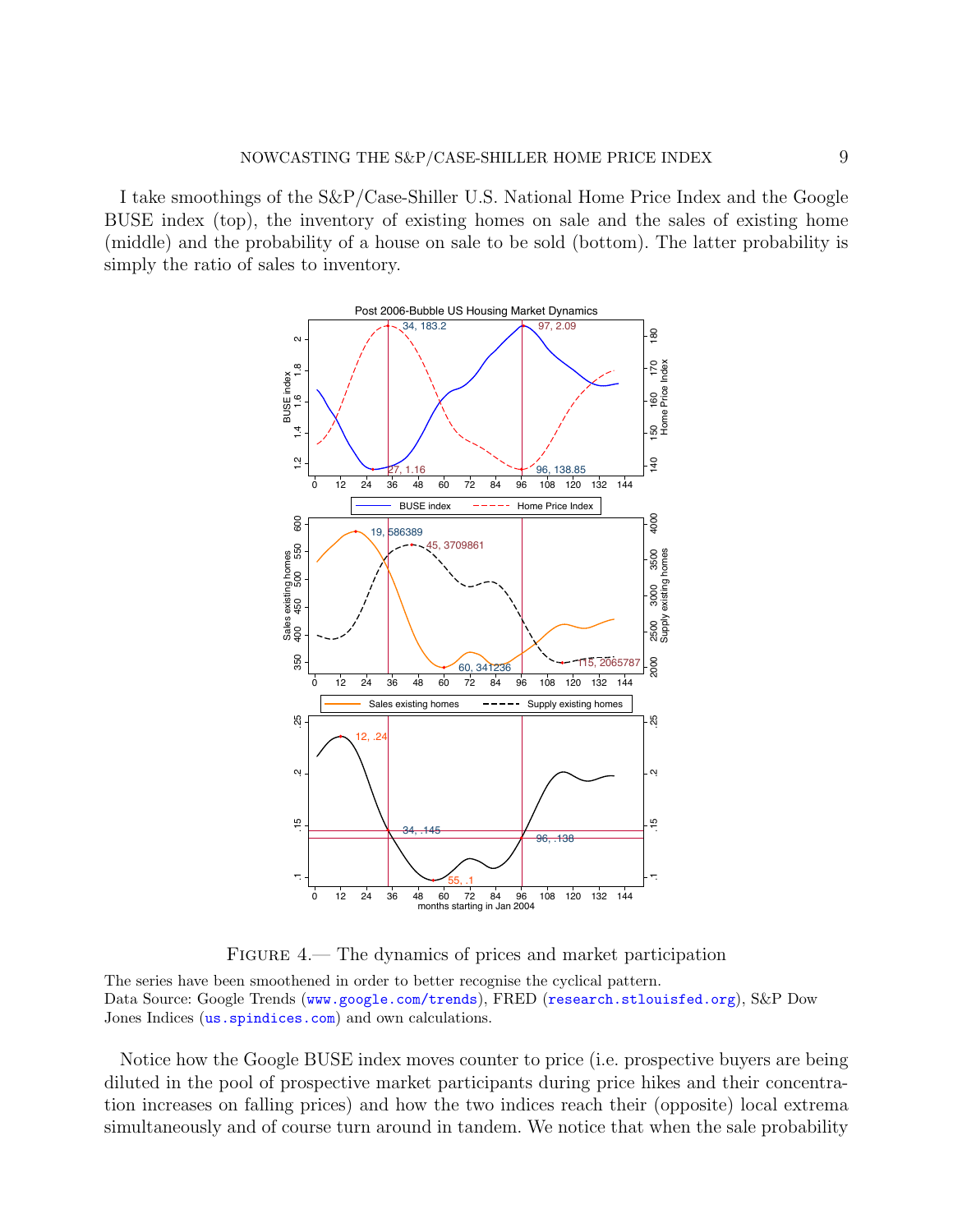I take smoothings of the S&P/Case-Shiller U.S. National Home Price Index and the Google BUSE index (top), the inventory of existing homes on sale and the sales of existing home (middle) and the probability of a house on sale to be sold (bottom). The latter probability is simply the ratio of sales to inventory.

FIGURE 4.— The dynamics of prices and market participation

The series have been smoothened in order to better recognise the cyclical pattern.
Data Source: Google Trends (www.google.com/trends), FRED (research.stlouisfed.org), S&P Dow Jones Indices (us.spindices.com) and own calculations.

Notice how the Google BUSE index moves counter to price (i.e. prospective buyers are being diluted in the pool of prospective market participants during price hikes and their concentration increases on falling prices) and how the two indices reach their (opposite) local extrema simultaneously and of course turn around in tandem. We notice that when the sale probability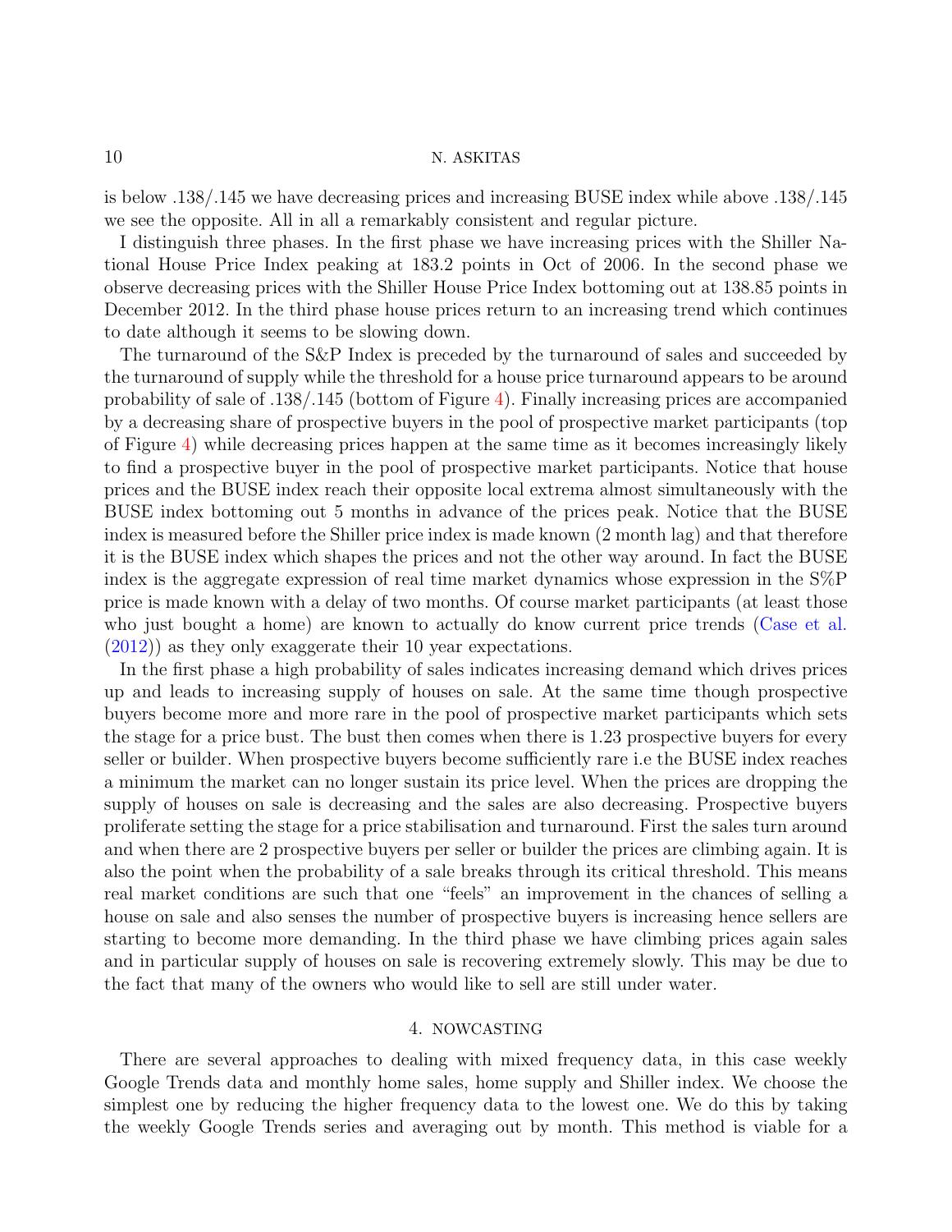is below .138/.145 we have decreasing prices and increasing BUSE index while above .138/.145 we see the opposite. All in all a remarkably consistent and regular picture.

I distinguish three phases. In the first phase we have increasing prices with the Shiller National House Price Index peaking at 183.2 points in Oct of 2006. In the second phase we observe decreasing prices with the Shiller House Price Index bottoming out at 138.85 points in December 2012. In the third phase house prices return to an increasing trend which continues to date although it seems to be slowing down.

The turnaround of the S&P Index is preceded by the turnaround of sales and succeeded by the turnaround of supply while the threshold for a house price turnaround appears to be around probability of sale of .138/.145 (bottom of Figure 4). Finally increasing prices are accompanied by a decreasing share of prospective buyers in the pool of prospective market participants (top of Figure 4) while decreasing prices happen at the same time as it becomes increasingly likely to find a prospective buyer in the pool of prospective market participants. Notice that house prices and the BUSE index reach their opposite local extrema almost simultaneously with the BUSE index bottoming out 5 months in advance of the prices peak. Notice that the BUSE index is measured before the Shiller price index is made known (2 month lag) and that therefore it is the BUSE index which shapes the prices and not the other way around. In fact the BUSE index is the aggregate expression of real time market dynamics whose expression in the S%P price is made known with a delay of two months. Of course market participants (at least those who just bought a home) are known to actually do know current price trends (Case et al. (2012)) as they only exaggerate their 10 year expectations.

In the first phase a high probability of sales indicates increasing demand which drives prices up and leads to increasing supply of houses on sale. At the same time though prospective buyers become more and more rare in the pool of prospective market participants which sets the stage for a price bust. The bust then comes when there is 1.23 prospective buyers for every seller or builder. When prospective buyers become sufficiently rare i.e the BUSE index reaches a minimum the market can no longer sustain its price level. When the prices are dropping the supply of houses on sale is decreasing and the sales are also decreasing. Prospective buyers proliferate setting the stage for a price stabilisation and turnaround. First the sales turn around and when there are 2 prospective buyers per seller or builder the prices are climbing again. It is also the point when the probability of a sale breaks through its critical threshold. This means real market conditions are such that one "feels" an improvement in the chances of selling a house on sale and also senses the number of prospective buyers is increasing hence sellers are starting to become more demanding. In the third phase we have climbing prices again sales and in particular supply of houses on sale is recovering extremely slowly. This may be due to the fact that many of the owners who would like to sell are still under water.

## 4. Nowcasting

There are several approaches to dealing with mixed frequency data, in this case weekly Google Trends data and monthly home sales, home supply and Shiller index. We choose the simplest one by reducing the higher frequency data to the lowest one. We do this by taking the weekly Google Trends series and averaging out by month. This method is viable for a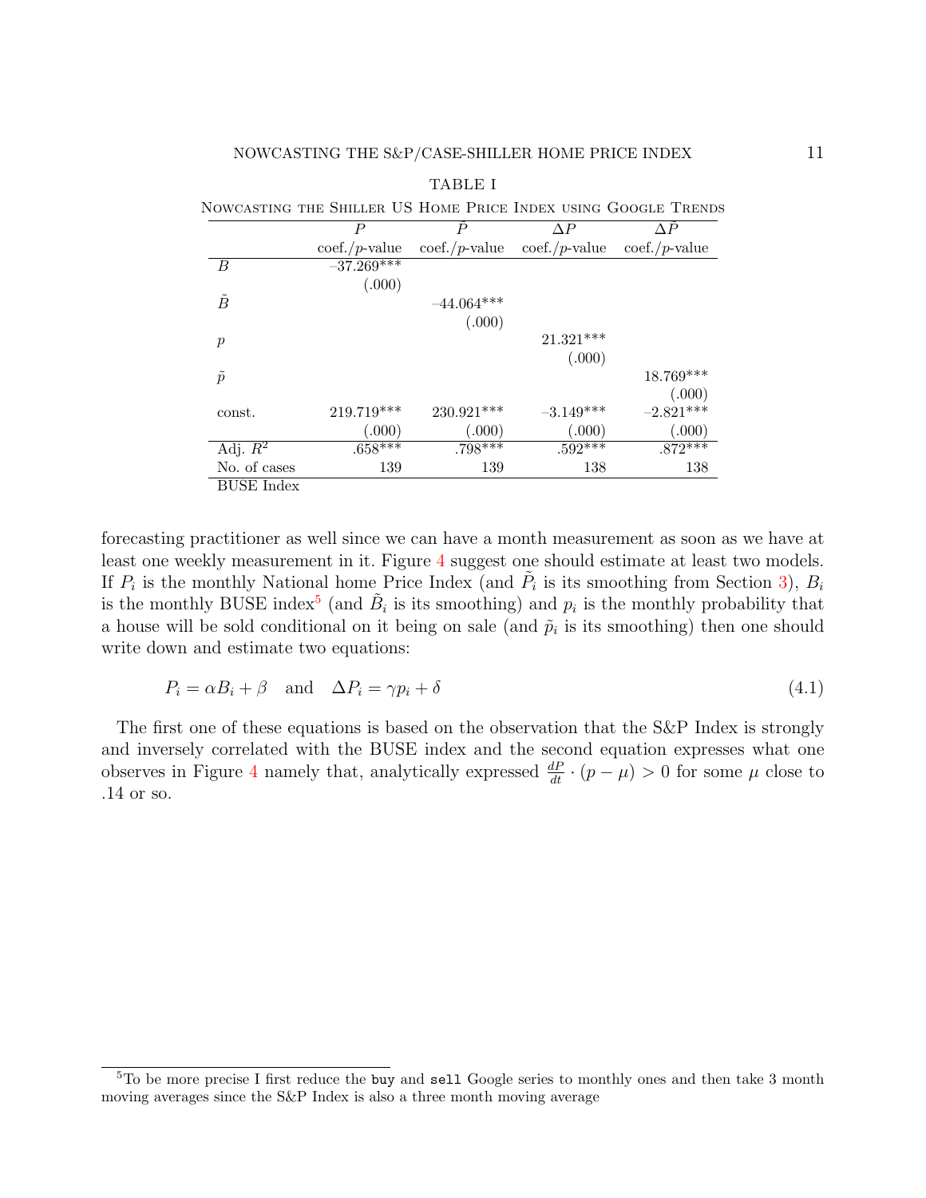TABLE I

Nowcasting the Shiller US Home Price Index using Google Trends

| | $P$ | $\tilde{P}$ | $\Delta P$ | $\Delta\tilde{P}$ |
|---|---|---|---|---|
| | coef./$p$-value | coef./$p$-value | coef./$p$-value | coef./$p$-value |
| $B$ | –37.269*** | | | |
| | (.000) | | | |
| $\tilde{B}$ | | –44.064*** | | |
| | | (.000) | | |
| $p$ | | | 21.321*** | |
| | | | (.000) | |
| $\tilde{p}$ | | | | 18.769*** |
| | | | | (.000) |
| const. | 219.719*** | 230.921*** | –3.149*** | –2.821*** |
| | (.000) | (.000) | (.000) | (.000) |
| Adj. $R^2$ | .658*** | .798*** | .592*** | .872*** |
| No. of cases | 139 | 139 | 138 | 138 |

BUSE Index

forecasting practitioner as well since we can have a month measurement as soon as we have at least one weekly measurement in it. Figure 4 suggest one should estimate at least two models. If $P_i$ is the monthly National home Price Index (and $\tilde{P}_i$ is its smoothing from Section 3), $B_i$ is the monthly BUSE index[5] (and $\tilde{B}_i$ is its smoothing) and $p_i$ is the monthly probability that a house will be sold conditional on it being on sale (and $\tilde{p}_i$ is its smoothing) then one should write down and estimate two equations:

$$P_i = \alpha B_i + \beta \quad \text{and} \quad \Delta P_i = \gamma p_i + \delta \tag{4.1}$$

The first one of these equations is based on the observation that the S&P Index is strongly and inversely correlated with the BUSE index and the second equation expresses what one observes in Figure 4 namely that, analytically expressed $\frac{dP}{dt} \cdot (p - \mu) > 0$ for some $\mu$ close to .14 or so.

[5] To be more precise I first reduce the `buy` and `sell` Google series to monthly ones and then take 3 month moving averages since the S&P Index is also a three month moving average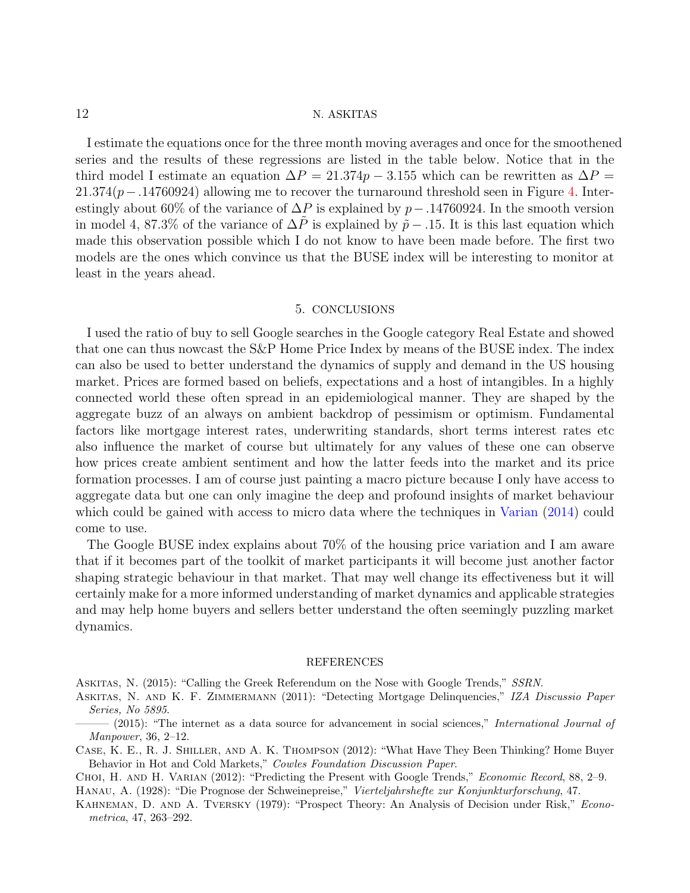I estimate the equations once for the three month moving averages and once for the smoothened series and the results of these regressions are listed in the table below. Notice that in the third model I estimate an equation $\Delta P = 21.374p - 3.155$ which can be rewritten as $\Delta P = 21.374(p - .14760924)$ allowing me to recover the turnaround threshold seen in Figure 4. Interestingly about 60% of the variance of $\Delta P$ is explained by $p - .14760924$. In the smooth version in model 4, 87.3% of the variance of $\Delta \tilde{P}$ is explained by $\tilde{p} - .15$. It is this last equation which made this observation possible which I do not know to have been made before. The first two models are the ones which convince us that the BUSE index will be interesting to monitor at least in the years ahead.

## 5. Conclusions

I used the ratio of buy to sell Google searches in the Google category Real Estate and showed that one can thus nowcast the S&P Home Price Index by means of the BUSE index. The index can also be used to better understand the dynamics of supply and demand in the US housing market. Prices are formed based on beliefs, expectations and a host of intangibles. In a highly connected world these often spread in an epidemiological manner. They are shaped by the aggregate buzz of an always on ambient backdrop of pessimism or optimism. Fundamental factors like mortgage interest rates, underwriting standards, short terms interest rates etc also influence the market of course but ultimately for any values of these one can observe how prices create ambient sentiment and how the latter feeds into the market and its price formation processes. I am of course just painting a macro picture because I only have access to aggregate data but one can only imagine the deep and profound insights of market behaviour which could be gained with access to micro data where the techniques in Varian (2014) could come to use.

The Google BUSE index explains about 70% of the housing price variation and I am aware that if it becomes part of the toolkit of market participants it will become just another factor shaping strategic behaviour in that market. That may well change its effectiveness but it will certainly make for a more informed understanding of market dynamics and applicable strategies and may help home buyers and sellers better understand the often seemingly puzzling market dynamics.

## References

Askitas, N. (2015): "Calling the Greek Referendum on the Nose with Google Trends," *SSRN*.

Askitas, N. and K. F. Zimmermann (2011): "Detecting Mortgage Delinquencies," *IZA Discussio Paper Series, No 5895*.

——— (2015): "The internet as a data source for advancement in social sciences," *International Journal of Manpower*, 36, 2–12.

Case, K. E., R. J. Shiller, and A. K. Thompson (2012): "What Have They Been Thinking? Home Buyer Behavior in Hot and Cold Markets," *Cowles Foundation Discussion Paper*.

Choi, H. and H. Varian (2012): "Predicting the Present with Google Trends," *Economic Record*, 88, 2–9.

Hanau, A. (1928): "Die Prognose der Schweinepreise," *Vierteljahrshefte zur Konjunkturforschung*, 47.

Kahneman, D. and A. Tversky (1979): "Prospect Theory: An Analysis of Decision under Risk," *Econometrica*, 47, 263–292.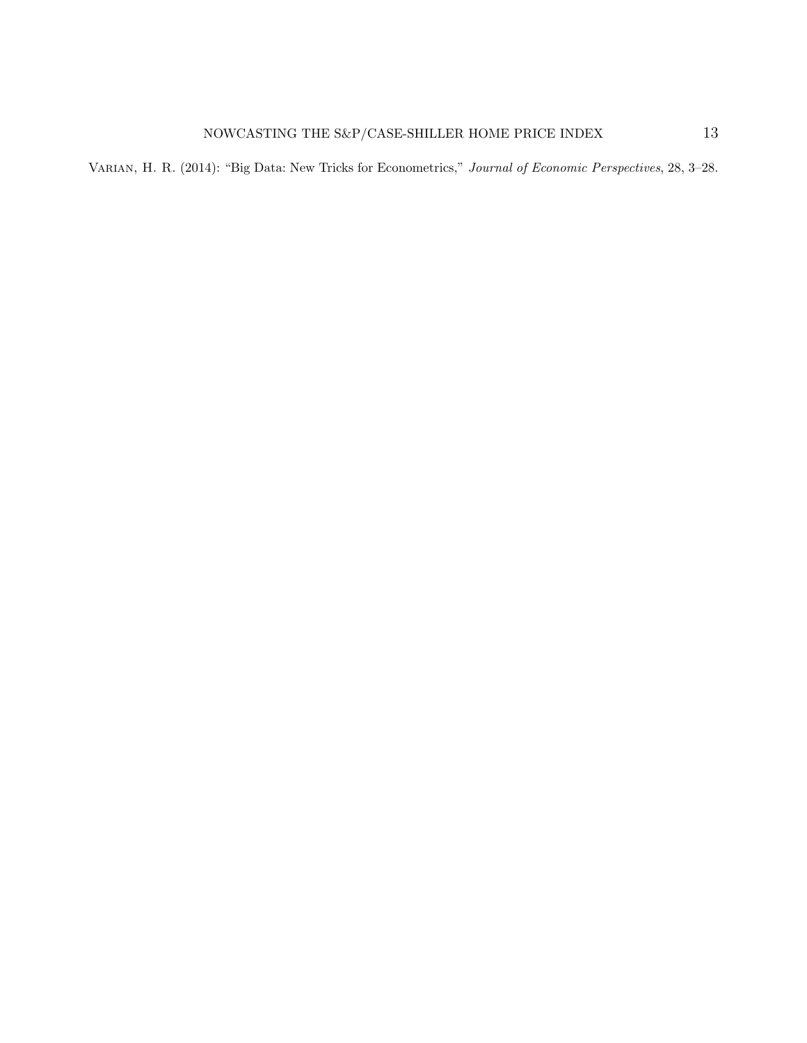Varian, H. R. (2014): "Big Data: New Tricks for Econometrics," *Journal of Economic Perspectives*, 28, 3–28.